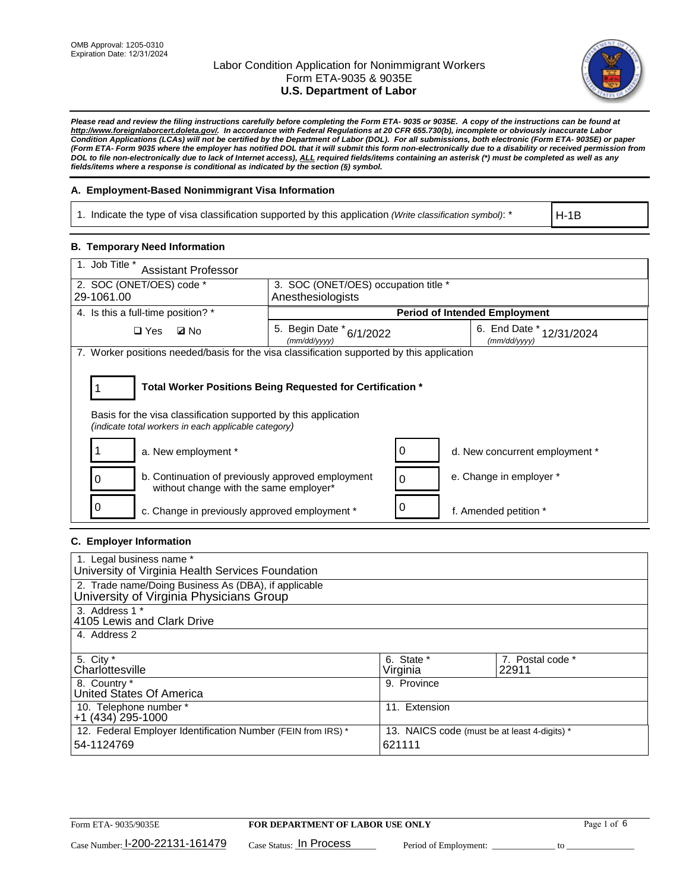OMB Approval: 1205-0310
Expiration Date: 12/31/2024

# Labor Condition Application for Nonimmigrant Workers
## Form ETA-9035 & 9035E
## U.S. Department of Labor

***Please read and review the filing instructions carefully before completing the Form ETA- 9035 or 9035E. A copy of the instructions can be found at http://www.foreignlaborcert.doleta.gov/. In accordance with Federal Regulations at 20 CFR 655.730(b), incomplete or obviously inaccurate Labor Condition Applications (LCAs) will not be certified by the Department of Labor (DOL). For all submissions, both electronic (Form ETA- 9035E) or paper (Form ETA- Form 9035 where the employer has notified DOL that it will submit this form non-electronically due to a disability or received permission from DOL to file non-electronically due to lack of Internet access), ALL required fields/items containing an asterisk (*) must be completed as well as any fields/items where a response is conditional as indicated by the section (§) symbol.***

### A. Employment-Based Nonimmigrant Visa Information

| 1. Indicate the type of visa classification supported by this application *(Write classification symbol)*: * | H-1B |
|---|---|

### B. Temporary Need Information

| 1. Job Title * Assistant Professor | | |
|---|---|---|
| 2. SOC (ONET/OES) code * 29-1061.00 | 3. SOC (ONET/OES) occupation title * Anesthesiologists | |
| 4. Is this a full-time position? * | **Period of Intended Employment** | |
| ☐ Yes ☑ No | 5. Begin Date * *(mm/dd/yyyy)* 6/1/2022 | 6. End Date * *(mm/dd/yyyy)* 12/31/2024 |

7. Worker positions needed/basis for the visa classification supported by this application

**Total Worker Positions Being Requested for Certification *:** 1

Basis for the visa classification supported by this application
*(indicate total workers in each applicable category)*

| Count | Category | Count | Category |
|---|---|---|---|
| 1 | a. New employment * | 0 | d. New concurrent employment * |
| 0 | b. Continuation of previously approved employment without change with the same employer* | 0 | e. Change in employer * |
| 0 | c. Change in previously approved employment * | 0 | f. Amended petition * |

### C. Employer Information

| 1. Legal business name * University of Virginia Health Services Foundation | | |
|---|---|---|
| 2. Trade name/Doing Business As (DBA), if applicable University of Virginia Physicians Group | | |
| 3. Address 1 * 4105 Lewis and Clark Drive | | |
| 4. Address 2 | | |
| 5. City * Charlottesville | 6. State * Virginia | 7. Postal code * 22911 |
| 8. Country * United States Of America | 9. Province | |
| 10. Telephone number * +1 (434) 295-1000 | 11. Extension | |
| 12. Federal Employer Identification Number (FEIN from IRS) * 54-1124769 | 13. NAICS code (must be at least 4-digits) * 621111 | |

Form ETA- 9035/9035E **FOR DEPARTMENT OF LABOR USE ONLY**

Case Number: I-200-22131-161479 Case Status: In Process Period of Employment: _____________ to _____________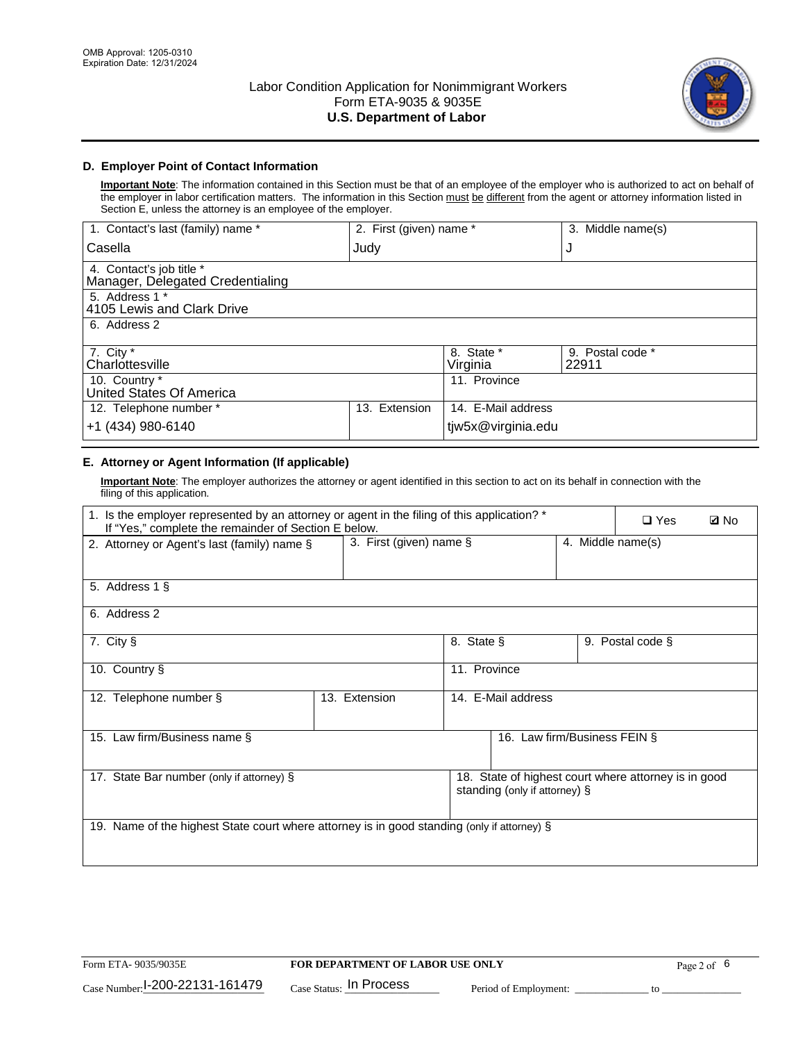OMB Approval: 1205-0310
Expiration Date: 12/31/2024

Labor Condition Application for Nonimmigrant Workers
Form ETA-9035 & 9035E
**U.S. Department of Labor**

### D. Employer Point of Contact Information

**Important Note**: The information contained in this Section must be that of an employee of the employer who is authorized to act on behalf of the employer in labor certification matters. The information in this Section must be different from the agent or attorney information listed in Section E, unless the attorney is an employee of the employer.

| 1. Contact's last (family) name * | 2. First (given) name * | 3. Middle name(s) |
|---|---|---|
| Casella | Judy | J |
| 4. Contact's job title * Manager, Delegated Credentialing | | |
| 5. Address 1 * 4105 Lewis and Clark Drive | | |
| 6. Address 2 | | |
| 7. City * Charlottesville | 8. State * Virginia | 9. Postal code * 22911 |
| 10. Country * United States Of America | 11. Province | |
| 12. Telephone number * +1 (434) 980-6140 | 13. Extension | 14. E-Mail address tjw5x@virginia.edu |

### E. Attorney or Agent Information (If applicable)

**Important Note**: The employer authorizes the attorney or agent identified in this section to act on its behalf in connection with the filing of this application.

| 1. Is the employer represented by an attorney or agent in the filing of this application? * If "Yes," complete the remainder of Section E below. | ❑ Yes | ☑ No |
|---|---|---|
| 2. Attorney or Agent's last (family) name § | 3. First (given) name § | 4. Middle name(s) |
| 5. Address 1 § | | |
| 6. Address 2 | | |
| 7. City § | 8. State § | 9. Postal code § |
| 10. Country § | 11. Province | |
| 12. Telephone number § | 13. Extension | 14. E-Mail address |
| 15. Law firm/Business name § | | 16. Law firm/Business FEIN § |
| 17. State Bar number (only if attorney) § | | 18. State of highest court where attorney is in good standing (only if attorney) § |
| 19. Name of the highest State court where attorney is in good standing (only if attorney) § | | |

Form ETA- 9035/9035E | **FOR DEPARTMENT OF LABOR USE ONLY**
Case Number: I-200-22131-161479 Case Status: In Process Period of Employment: _____________ to _______________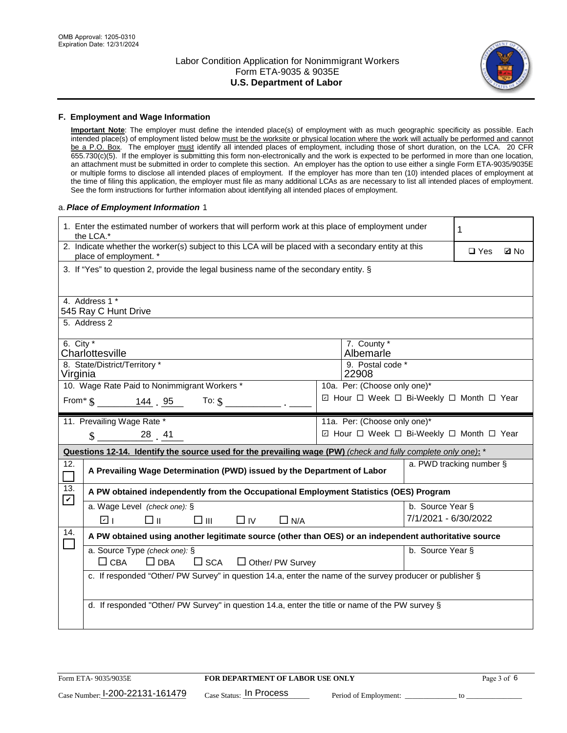OMB Approval: 1205-0310
Expiration Date: 12/31/2024

# Labor Condition Application for Nonimmigrant Workers
## Form ETA-9035 & 9035E
## U.S. Department of Labor

### F. Employment and Wage Information

**Important Note**: The employer must define the intended place(s) of employment with as much geographic specificity as possible. Each intended place(s) of employment listed below must be the worksite or physical location where the work will actually be performed and cannot be a P.O. Box. The employer must identify all intended places of employment, including those of short duration, on the LCA. 20 CFR 655.730(c)(5). If the employer is submitting this form non-electronically and the work is expected to be performed in more than one location, an attachment must be submitted in order to complete this section. An employer has the option to use either a single Form ETA-9035/9035E or multiple forms to disclose all intended places of employment. If the employer has more than ten (10) intended places of employment at the time of filing this application, the employer must file as many additional LCAs as are necessary to list all intended places of employment. See the form instructions for further information about identifying all intended places of employment.

a. ***Place of Employment Information*** 1

| | |
|---|---|
| 1. Enter the estimated number of workers that will perform work at this place of employment under the LCA.* | 1 |
| 2. Indicate whether the worker(s) subject to this LCA will be placed with a secondary entity at this place of employment. * | ☐ Yes ☑ No |
| 3. If "Yes" to question 2, provide the legal business name of the secondary entity. § | |
| 4. Address 1 * 545 Ray C Hunt Drive | |
| 5. Address 2 | |
| 6. City * Charlottesville | 7. County * Albemarle |
| 8. State/District/Territory * Virginia | 9. Postal code * 22908 |
| 10. Wage Rate Paid to Nonimmigrant Workers * From* $ 144 . 95 To: $ ____ . ____ | 10a. Per: (Choose only one)* ☑ Hour ☐ Week ☐ Bi-Weekly ☐ Month ☐ Year |
| 11. Prevailing Wage Rate * $ 28 . 41 | 11a. Per: (Choose only one)* ☑ Hour ☐ Week ☐ Bi-Weekly ☐ Month ☐ Year |

**Questions 12-14. Identify the source used for the prevailing wage (PW)** *(check and fully complete only one)*: *

| | | |
|---|---|---|
| 12. ☐ | **A Prevailing Wage Determination (PWD) issued by the Department of Labor** | a. PWD tracking number § |
| 13. ☑ | **A PW obtained independently from the Occupational Employment Statistics (OES) Program** | |
| | a. Wage Level *(check one):* § ☑ I ☐ II ☐ III ☐ IV ☐ N/A | b. Source Year § 7/1/2021 - 6/30/2022 |
| 14. ☐ | **A PW obtained using another legitimate source (other than OES) or an independent authoritative source** | |
| | a. Source Type *(check one):* § ☐ CBA ☐ DBA ☐ SCA ☐ Other/ PW Survey | b. Source Year § |
| | c. If responded "Other/ PW Survey" in question 14.a, enter the name of the survey producer or publisher § | |
| | d. If responded "Other/ PW Survey" in question 14.a, enter the title or name of the PW survey § | |

Form ETA- 9035/9035E **FOR DEPARTMENT OF LABOR USE ONLY**

Case Number: I-200-22131-161479 Case Status: In Process Period of Employment: ____________ to ____________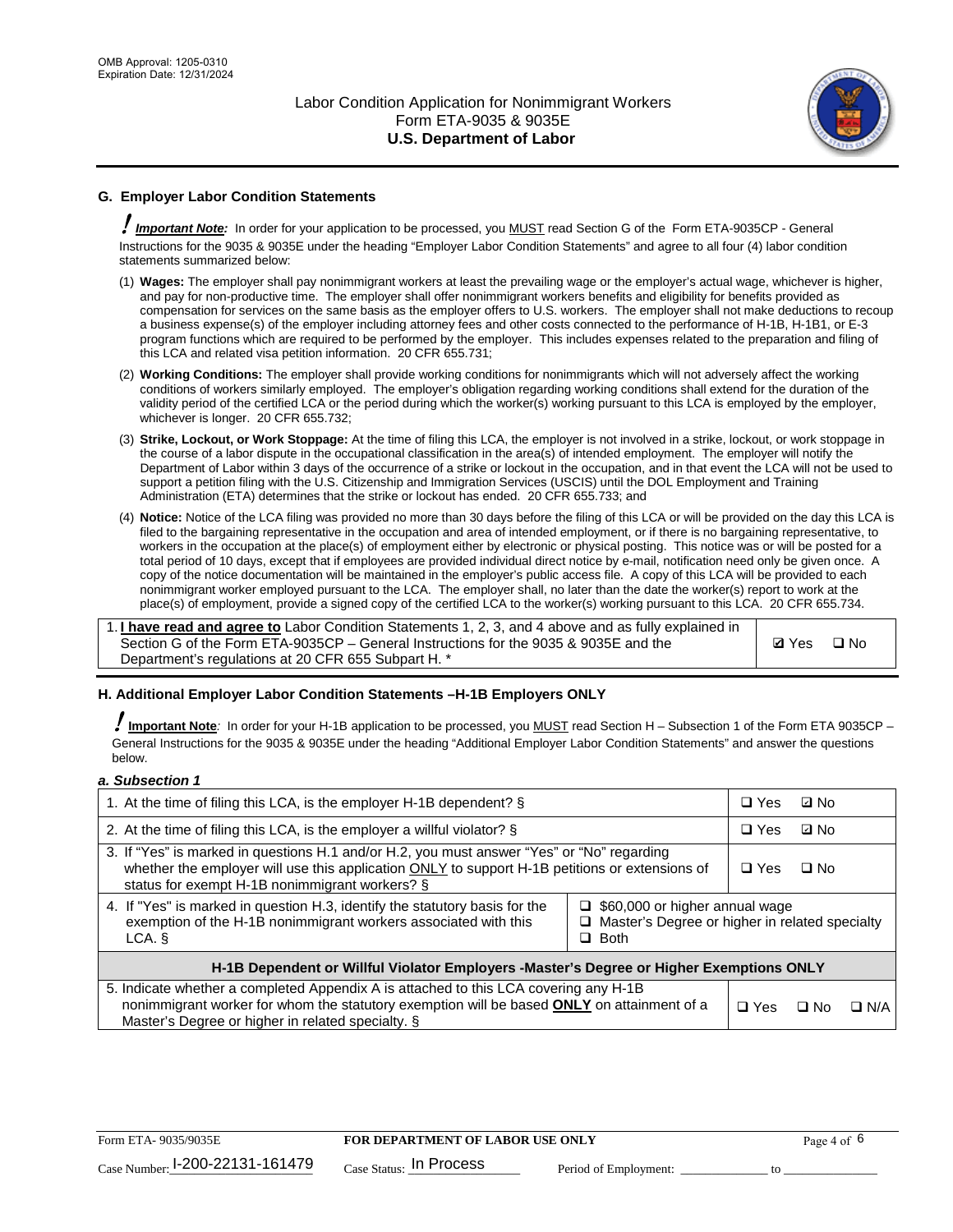## G. Employer Labor Condition Statements

***Important Note:*** In order for your application to be processed, you MUST read Section G of the Form ETA-9035CP - General Instructions for the 9035 & 9035E under the heading "Employer Labor Condition Statements" and agree to all four (4) labor condition statements summarized below:

(1) **Wages:** The employer shall pay nonimmigrant workers at least the prevailing wage or the employer's actual wage, whichever is higher, and pay for non-productive time. The employer shall offer nonimmigrant workers benefits and eligibility for benefits provided as compensation for services on the same basis as the employer offers to U.S. workers. The employer shall not make deductions to recoup a business expense(s) of the employer including attorney fees and other costs connected to the performance of H-1B, H-1B1, or E-3 program functions which are required to be performed by the employer. This includes expenses related to the preparation and filing of this LCA and related visa petition information. 20 CFR 655.731;

(2) **Working Conditions:** The employer shall provide working conditions for nonimmigrants which will not adversely affect the working conditions of workers similarly employed. The employer's obligation regarding working conditions shall extend for the duration of the validity period of the certified LCA or the period during which the worker(s) working pursuant to this LCA is employed by the employer, whichever is longer. 20 CFR 655.732;

(3) **Strike, Lockout, or Work Stoppage:** At the time of filing this LCA, the employer is not involved in a strike, lockout, or work stoppage in the course of a labor dispute in the occupational classification in the area(s) of intended employment. The employer will notify the Department of Labor within 3 days of the occurrence of a strike or lockout in the occupation, and in that event the LCA will not be used to support a petition filing with the U.S. Citizenship and Immigration Services (USCIS) until the DOL Employment and Training Administration (ETA) determines that the strike or lockout has ended. 20 CFR 655.733; and

(4) **Notice:** Notice of the LCA filing was provided no more than 30 days before the filing of this LCA or will be provided on the day this LCA is filed to the bargaining representative in the occupation and area of intended employment, or if there is no bargaining representative, to workers in the occupation at the place(s) of employment either by electronic or physical posting. This notice was or will be posted for a total period of 10 days, except that if employees are provided individual direct notice by e-mail, notification need only be given once. A copy of the notice documentation will be maintained in the employer's public access file. A copy of this LCA will be provided to each nonimmigrant worker employed pursuant to the LCA. The employer shall, no later than the date the worker(s) report to work at the place(s) of employment, provide a signed copy of the certified LCA to the worker(s) working pursuant to this LCA. 20 CFR 655.734.

| | |
|---|---|
| 1. **I have read and agree to** Labor Condition Statements 1, 2, 3, and 4 above and as fully explained in Section G of the Form ETA-9035CP – General Instructions for the 9035 & 9035E and the Department's regulations at 20 CFR 655 Subpart H. * | ☑ Yes ☐ No |

## H. Additional Employer Labor Condition Statements –H-1B Employers ONLY

***Important Note:*** In order for your H-1B application to be processed, you MUST read Section H – Subsection 1 of the Form ETA 9035CP – General Instructions for the 9035 & 9035E under the heading "Additional Employer Labor Condition Statements" and answer the questions below.

***a. Subsection 1***

| | | |
|---|---|---|
| 1. At the time of filing this LCA, is the employer H-1B dependent? § | | ☐ Yes ☑ No |
| 2. At the time of filing this LCA, is the employer a willful violator? § | | ☐ Yes ☑ No |
| 3. If "Yes" is marked in questions H.1 and/or H.2, you must answer "Yes" or "No" regarding whether the employer will use this application ONLY to support H-1B petitions or extensions of status for exempt H-1B nonimmigrant workers? § | | ☐ Yes ☐ No |
| 4. If "Yes" is marked in question H.3, identify the statutory basis for the exemption of the H-1B nonimmigrant workers associated with this LCA. § | ☐ $60,000 or higher annual wage<br>☐ Master's Degree or higher in related specialty<br>☐ Both | |
| **H-1B Dependent or Willful Violator Employers -Master's Degree or Higher Exemptions ONLY** | | |
| 5. Indicate whether a completed Appendix A is attached to this LCA covering any H-1B nonimmigrant worker for whom the statutory exemption will be based **ONLY** on attainment of a Master's Degree or higher in related specialty. § | | ☐ Yes ☐ No ☐ N/A |

Form ETA- 9035/9035E | **FOR DEPARTMENT OF LABOR USE ONLY**

Case Number: I-200-22131-161479 Case Status: In Process Period of Employment: _____________ to _____________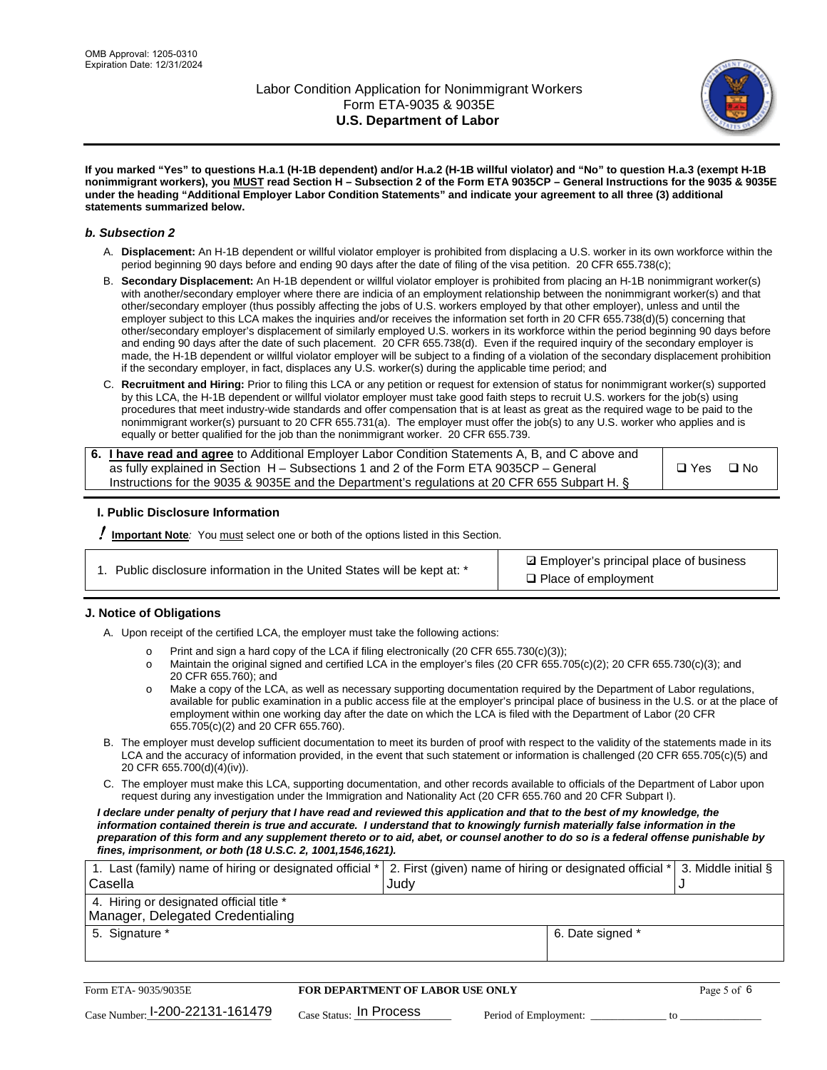If you marked "Yes" to questions H.a.1 (H-1B dependent) and/or H.a.2 (H-1B willful violator) and "No" to question H.a.3 (exempt H-1B nonimmigrant workers), you MUST read Section H – Subsection 2 of the Form ETA 9035CP – General Instructions for the 9035 & 9035E under the heading "Additional Employer Labor Condition Statements" and indicate your agreement to all three (3) additional statements summarized below.

### *b. Subsection 2*

A. **Displacement:** An H-1B dependent or willful violator employer is prohibited from displacing a U.S. worker in its own workforce within the period beginning 90 days before and ending 90 days after the date of filing of the visa petition. 20 CFR 655.738(c);

B. **Secondary Displacement:** An H-1B dependent or willful violator employer is prohibited from placing an H-1B nonimmigrant worker(s) with another/secondary employer where there are indicia of an employment relationship between the nonimmigrant worker(s) and that other/secondary employer (thus possibly affecting the jobs of U.S. workers employed by that other employer), unless and until the employer subject to this LCA makes the inquiries and/or receives the information set forth in 20 CFR 655.738(d)(5) concerning that other/secondary employer's displacement of similarly employed U.S. workers in its workforce within the period beginning 90 days before and ending 90 days after the date of such placement. 20 CFR 655.738(d). Even if the required inquiry of the secondary employer is made, the H-1B dependent or willful violator employer will be subject to a finding of a violation of the secondary displacement prohibition if the secondary employer, in fact, displaces any U.S. worker(s) during the applicable time period; and

C. **Recruitment and Hiring:** Prior to filing this LCA or any petition or request for extension of status for nonimmigrant worker(s) supported by this LCA, the H-1B dependent or willful violator employer must take good faith steps to recruit U.S. workers for the job(s) using procedures that meet industry-wide standards and offer compensation that is at least as great as the required wage to be paid to the nonimmigrant worker(s) pursuant to 20 CFR 655.731(a). The employer must offer the job(s) to any U.S. worker who applies and is equally or better qualified for the job than the nonimmigrant worker. 20 CFR 655.739.

| | |
|---|---|
| 6. **I have read and agree** to Additional Employer Labor Condition Statements A, B, and C above and as fully explained in Section H – Subsections 1 and 2 of the Form ETA 9035CP – General Instructions for the 9035 & 9035E and the Department's regulations at 20 CFR 655 Subpart H. § | ❑ Yes ❑ No |

### I. Public Disclosure Information

**! Important Note**: You must select one or both of the options listed in this Section.

| | |
|---|---|
| 1. Public disclosure information in the United States will be kept at: * | ☑ Employer's principal place of business<br>❑ Place of employment |

### J. Notice of Obligations

A. Upon receipt of the certified LCA, the employer must take the following actions:

- o Print and sign a hard copy of the LCA if filing electronically (20 CFR 655.730(c)(3));
- o Maintain the original signed and certified LCA in the employer's files (20 CFR 655.705(c)(2); 20 CFR 655.730(c)(3); and 20 CFR 655.760); and
- o Make a copy of the LCA, as well as necessary supporting documentation required by the Department of Labor regulations, available for public examination in a public access file at the employer's principal place of business in the U.S. or at the place of employment within one working day after the date on which the LCA is filed with the Department of Labor (20 CFR 655.705(c)(2) and 20 CFR 655.760).

B. The employer must develop sufficient documentation to meet its burden of proof with respect to the validity of the statements made in its LCA and the accuracy of information provided, in the event that such statement or information is challenged (20 CFR 655.705(c)(5) and 20 CFR 655.700(d)(4)(iv)).

C. The employer must make this LCA, supporting documentation, and other records available to officials of the Department of Labor upon request during any investigation under the Immigration and Nationality Act (20 CFR 655.760 and 20 CFR Subpart I).

***I declare under penalty of perjury that I have read and reviewed this application and that to the best of my knowledge, the information contained therein is true and accurate. I understand that to knowingly furnish materially false information in the preparation of this form and any supplement thereto or to aid, abet, or counsel another to do so is a federal offense punishable by fines, imprisonment, or both (18 U.S.C. 2, 1001,1546,1621).***

| | | |
|---|---|---|
| 1. Last (family) name of hiring or designated official * <br>Casella | 2. First (given) name of hiring or designated official * <br>Judy | 3. Middle initial § <br>J |
| 4. Hiring or designated official title * <br>Manager, Delegated Credentialing | | |
| 5. Signature * | 6. Date signed * | |

Form ETA- 9035/9035E **FOR DEPARTMENT OF LABOR USE ONLY**

Case Number: I-200-22131-161479 Case Status: In Process Period of Employment: _____________ to _____________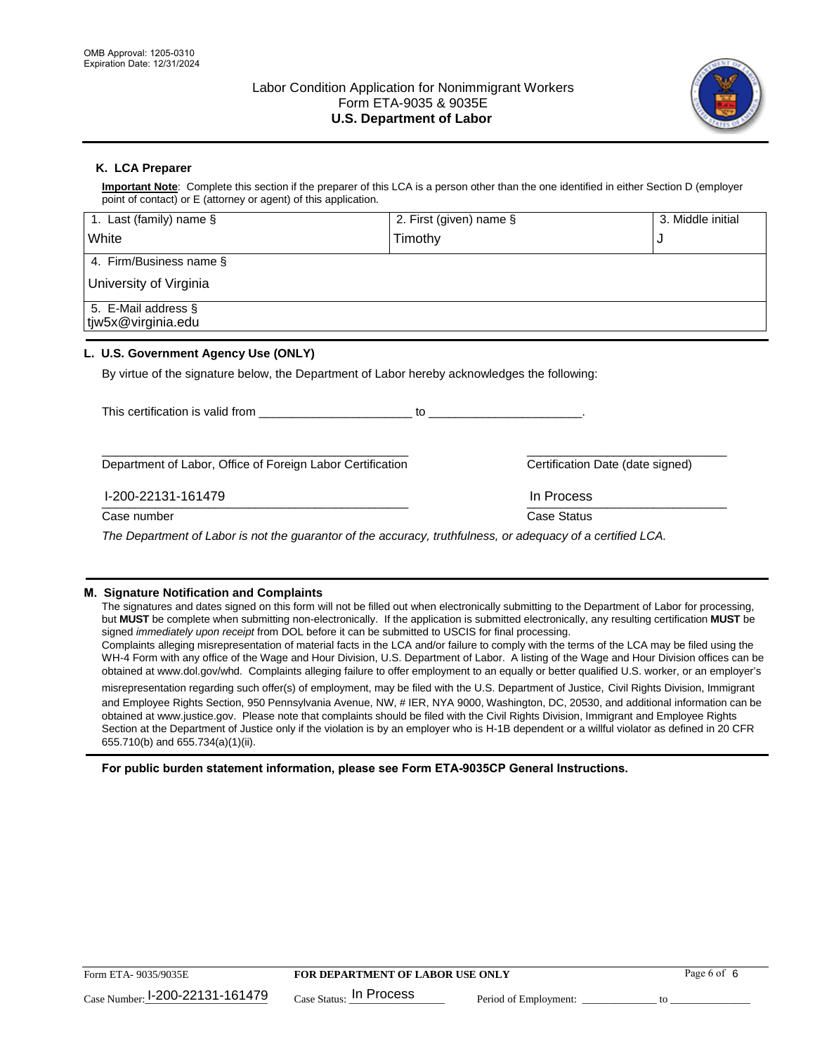OMB Approval: 1205-0310
Expiration Date: 12/31/2024

Labor Condition Application for Nonimmigrant Workers
Form ETA-9035 & 9035E
**U.S. Department of Labor**

### K. LCA Preparer

**Important Note**: Complete this section if the preparer of this LCA is a person other than the one identified in either Section D (employer point of contact) or E (attorney or agent) of this application.

| 1. Last (family) name § | 2. First (given) name § | 3. Middle initial |
|---|---|---|
| White | Timothy | J |
| 4. Firm/Business name § | | |
| University of Virginia | | |
| 5. E-Mail address § | | |
| tjw5x@virginia.edu | | |

### L. U.S. Government Agency Use (ONLY)

By virtue of the signature below, the Department of Labor hereby acknowledges the following:

This certification is valid from _______________________ to _______________________.

_______________________________________________ Department of Labor, Office of Foreign Labor Certification

_______________________________ Certification Date (date signed)

I-200-22131-161479
Case number

In Process
Case Status

*The Department of Labor is not the guarantor of the accuracy, truthfulness, or adequacy of a certified LCA.*

### M. Signature Notification and Complaints

The signatures and dates signed on this form will not be filled out when electronically submitting to the Department of Labor for processing, but **MUST** be complete when submitting non-electronically. If the application is submitted electronically, any resulting certification **MUST** be signed *immediately upon receipt* from DOL before it can be submitted to USCIS for final processing.

Complaints alleging misrepresentation of material facts in the LCA and/or failure to comply with the terms of the LCA may be filed using the WH-4 Form with any office of the Wage and Hour Division, U.S. Department of Labor. A listing of the Wage and Hour Division offices can be obtained at www.dol.gov/whd. Complaints alleging failure to offer employment to an equally or better qualified U.S. worker, or an employer's misrepresentation regarding such offer(s) of employment, may be filed with the U.S. Department of Justice, Civil Rights Division, Immigrant and Employee Rights Section, 950 Pennsylvania Avenue, NW, # IER, NYA 9000, Washington, DC, 20530, and additional information can be obtained at www.justice.gov. Please note that complaints should be filed with the Civil Rights Division, Immigrant and Employee Rights Section at the Department of Justice only if the violation is by an employer who is H-1B dependent or a willful violator as defined in 20 CFR 655.710(b) and 655.734(a)(1)(ii).

**For public burden statement information, please see Form ETA-9035CP General Instructions.**

Form ETA- 9035/9035E — **FOR DEPARTMENT OF LABOR USE ONLY**

Case Number: I-200-22131-161479 Case Status: In Process Period of Employment: _____________ to _____________